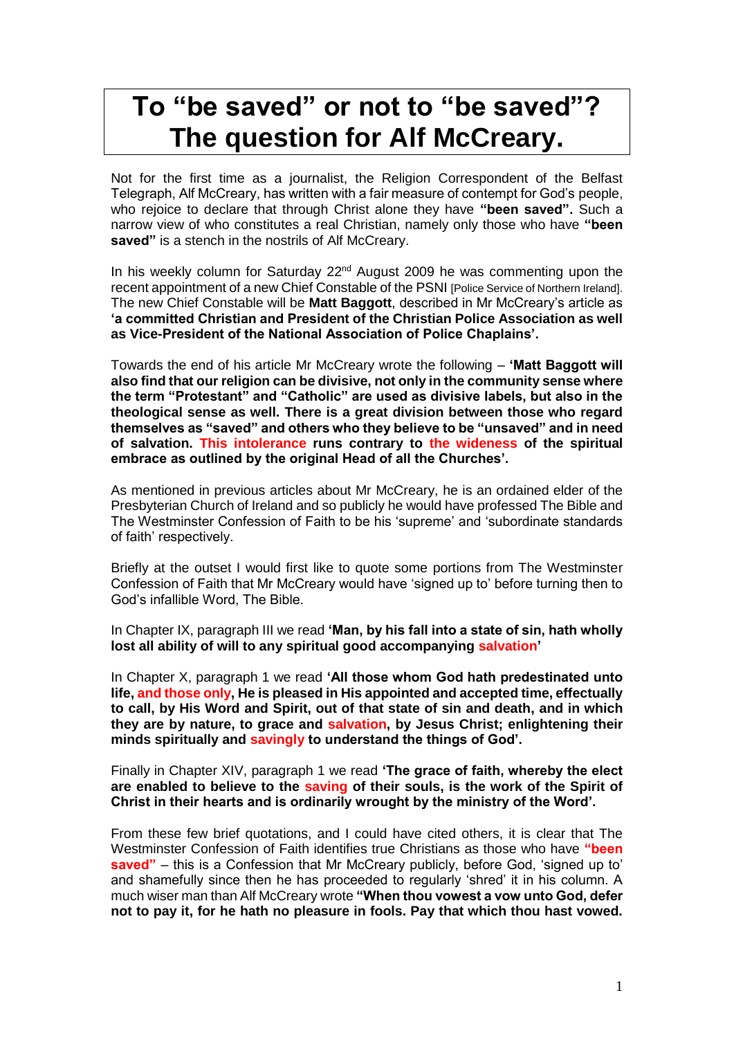# To "be saved" or not to "be saved"? The question for Alf McCreary.

Not for the first time as a journalist, the Religion Correspondent of the Belfast Telegraph, Alf McCreary, has written with a fair measure of contempt for God's people, who rejoice to declare that through Christ alone they have **"been saved".** Such a narrow view of who constitutes a real Christian, namely only those who have **"been saved"** is a stench in the nostrils of Alf McCreary.

In his weekly column for Saturday 22nd August 2009 he was commenting upon the recent appointment of a new Chief Constable of the PSNI [Police Service of Northern Ireland]. The new Chief Constable will be **Matt Baggott**, described in Mr McCreary's article as **'a committed Christian and President of the Christian Police Association as well as Vice-President of the National Association of Police Chaplains'.**

Towards the end of his article Mr McCreary wrote the following – **'Matt Baggott will also find that our religion can be divisive, not only in the community sense where the term "Protestant" and "Catholic" are used as divisive labels, but also in the theological sense as well. There is a great division between those who regard themselves as "saved" and others who they believe to be "unsaved" and in need of salvation. This intolerance runs contrary to the wideness of the spiritual embrace as outlined by the original Head of all the Churches'.**

As mentioned in previous articles about Mr McCreary, he is an ordained elder of the Presbyterian Church of Ireland and so publicly he would have professed The Bible and The Westminster Confession of Faith to be his 'supreme' and 'subordinate standards of faith' respectively.

Briefly at the outset I would first like to quote some portions from The Westminster Confession of Faith that Mr McCreary would have 'signed up to' before turning then to God's infallible Word, The Bible.

In Chapter IX, paragraph III we read **'Man, by his fall into a state of sin, hath wholly lost all ability of will to any spiritual good accompanying salvation'**

In Chapter X, paragraph 1 we read **'All those whom God hath predestinated unto life, and those only, He is pleased in His appointed and accepted time, effectually to call, by His Word and Spirit, out of that state of sin and death, and in which they are by nature, to grace and salvation, by Jesus Christ; enlightening their minds spiritually and savingly to understand the things of God'.**

Finally in Chapter XIV, paragraph 1 we read **'The grace of faith, whereby the elect are enabled to believe to the saving of their souls, is the work of the Spirit of Christ in their hearts and is ordinarily wrought by the ministry of the Word'.**

From these few brief quotations, and I could have cited others, it is clear that The Westminster Confession of Faith identifies true Christians as those who have **"been saved"** – this is a Confession that Mr McCreary publicly, before God, 'signed up to' and shamefully since then he has proceeded to regularly 'shred' it in his column. A much wiser man than Alf McCreary wrote **"When thou vowest a vow unto God, defer not to pay it, for he hath no pleasure in fools. Pay that which thou hast vowed.**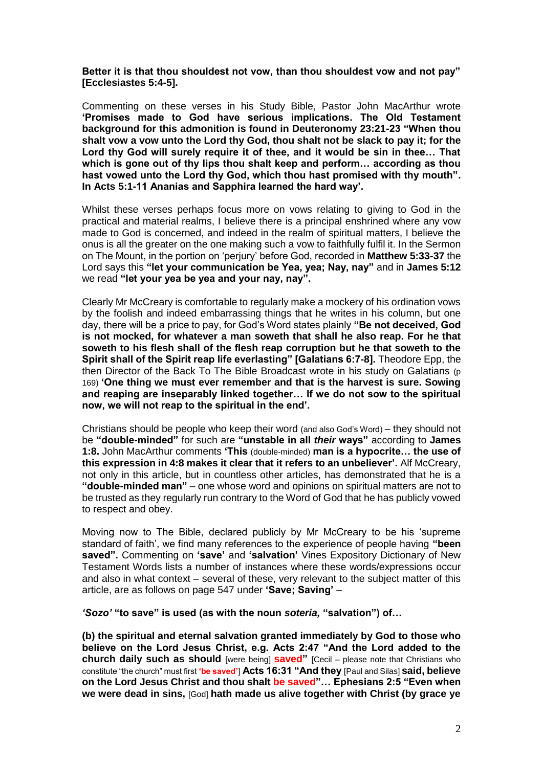**Better it is that thou shouldest not vow, than thou shouldest vow and not pay" [Ecclesiastes 5:4-5].**

Commenting on these verses in his Study Bible, Pastor John MacArthur wrote **'Promises made to God have serious implications. The Old Testament background for this admonition is found in Deuteronomy 23:21-23 "When thou shalt vow a vow unto the Lord thy God, thou shalt not be slack to pay it; for the Lord thy God will surely require it of thee, and it would be sin in thee… That which is gone out of thy lips thou shalt keep and perform… according as thou hast vowed unto the Lord thy God, which thou hast promised with thy mouth". In Acts 5:1-11 Ananias and Sapphira learned the hard way'.**

Whilst these verses perhaps focus more on vows relating to giving to God in the practical and material realms, I believe there is a principal enshrined where any vow made to God is concerned, and indeed in the realm of spiritual matters, I believe the onus is all the greater on the one making such a vow to faithfully fulfil it. In the Sermon on The Mount, in the portion on 'perjury' before God, recorded in **Matthew 5:33-37** the Lord says this **"let your communication be Yea, yea; Nay, nay"** and in **James 5:12** we read **"let your yea be yea and your nay, nay".**

Clearly Mr McCreary is comfortable to regularly make a mockery of his ordination vows by the foolish and indeed embarrassing things that he writes in his column, but one day, there will be a price to pay, for God's Word states plainly **"Be not deceived, God is not mocked, for whatever a man soweth that shall he also reap. For he that soweth to his flesh shall of the flesh reap corruption but he that soweth to the Spirit shall of the Spirit reap life everlasting" [Galatians 6:7-8].** Theodore Epp, the then Director of the Back To The Bible Broadcast wrote in his study on Galatians (p 169) **'One thing we must ever remember and that is the harvest is sure. Sowing and reaping are inseparably linked together… If we do not sow to the spiritual now, we will not reap to the spiritual in the end'.**

Christians should be people who keep their word (and also God's Word) – they should not be **"double-minded"** for such are **"unstable in all *their* ways"** according to **James 1:8.** John MacArthur comments **'This** (double-minded) **man is a hypocrite… the use of this expression in 4:8 makes it clear that it refers to an unbeliever'.** Alf McCreary, not only in this article, but in countless other articles, has demonstrated that he is a **"double-minded man"** – one whose word and opinions on spiritual matters are not to be trusted as they regularly run contrary to the Word of God that he has publicly vowed to respect and obey.

Moving now to The Bible, declared publicly by Mr McCreary to be his 'supreme standard of faith', we find many references to the experience of people having **"been saved".** Commenting on **'save'** and **'salvation'** Vines Expository Dictionary of New Testament Words lists a number of instances where these words/expressions occur and also in what context – several of these, very relevant to the subject matter of this article, are as follows on page 547 under **'Save; Saving'** –

***'Sozo'* "to save" is used (as with the noun *soteria,* "salvation") of…**

**(b) the spiritual and eternal salvation granted immediately by God to those who believe on the Lord Jesus Christ, e.g. Acts 2:47 "And the Lord added to the church daily such as should** [were being] **saved"** [Cecil – please note that Christians who constitute "the church" must first **'be saved'**] **Acts 16:31 "And they** [Paul and Silas] **said, believe on the Lord Jesus Christ and thou shalt be saved"… Ephesians 2:5 "Even when we were dead in sins,** [God] **hath made us alive together with Christ (by grace ye**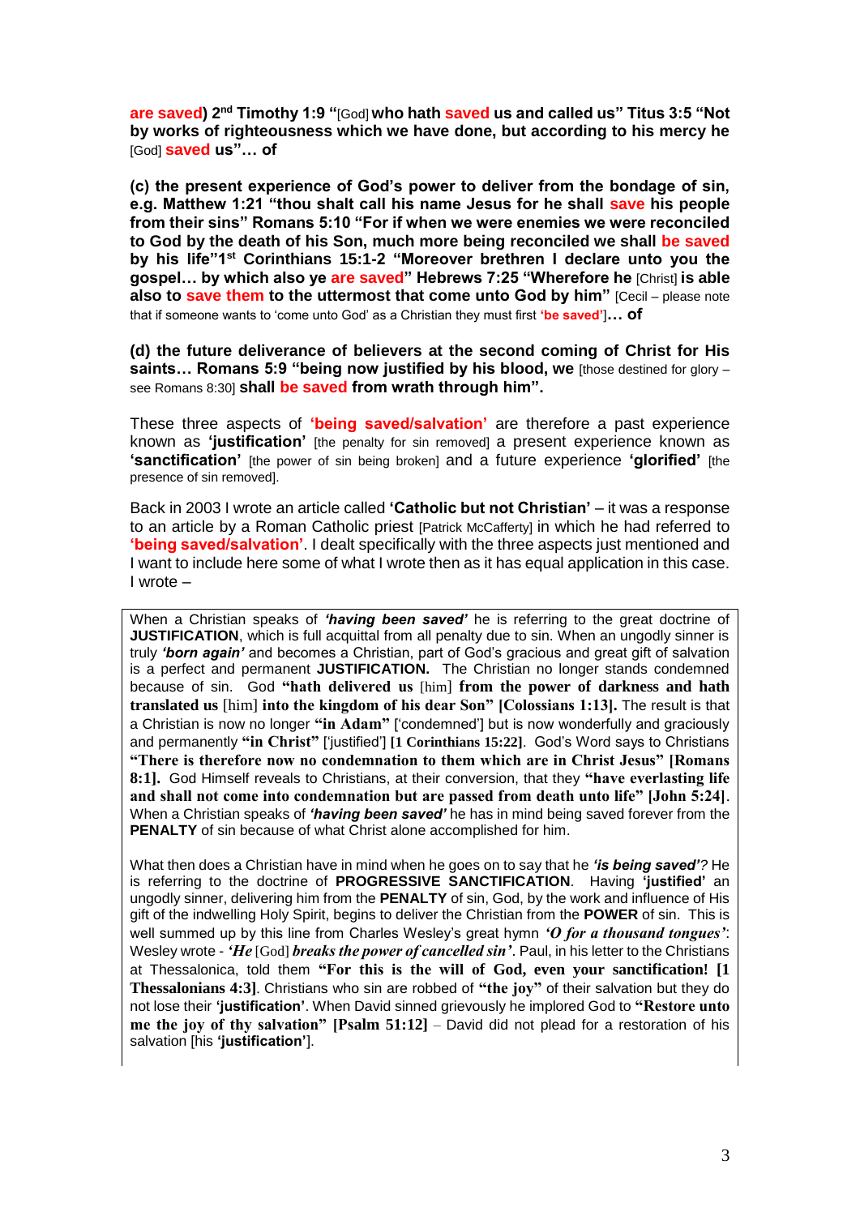**are saved) 2nd Timothy 1:9 "**[God] **who hath saved us and called us" Titus 3:5 "Not by works of righteousness which we have done, but according to his mercy he** [God] **saved us"… of**

**(c) the present experience of God's power to deliver from the bondage of sin, e.g. Matthew 1:21 "thou shalt call his name Jesus for he shall save his people from their sins" Romans 5:10 "For if when we were enemies we were reconciled to God by the death of his Son, much more being reconciled we shall be saved by his life"1st Corinthians 15:1-2 "Moreover brethren I declare unto you the gospel… by which also ye are saved" Hebrews 7:25 "Wherefore he** [Christ] **is able also to save them to the uttermost that come unto God by him"** [Cecil – please note that if someone wants to 'come unto God' as a Christian they must first **'be saved'**]**… of**

**(d) the future deliverance of believers at the second coming of Christ for His saints… Romans 5:9 "being now justified by his blood, we** [those destined for glory – see Romans 8:30] **shall be saved from wrath through him".**

These three aspects of **'being saved/salvation'** are therefore a past experience known as **'justification'** [the penalty for sin removed] a present experience known as **'sanctification'** [the power of sin being broken] and a future experience **'glorified'** [the presence of sin removed].

Back in 2003 I wrote an article called **'Catholic but not Christian'** – it was a response to an article by a Roman Catholic priest [Patrick McCafferty] in which he had referred to **'being saved/salvation'**. I dealt specifically with the three aspects just mentioned and I want to include here some of what I wrote then as it has equal application in this case. I wrote –

> When a Christian speaks of ***'having been saved'*** he is referring to the great doctrine of **JUSTIFICATION**, which is full acquittal from all penalty due to sin. When an ungodly sinner is truly ***'born again'*** and becomes a Christian, part of God's gracious and great gift of salvation is a perfect and permanent **JUSTIFICATION.** The Christian no longer stands condemned because of sin. God **"hath delivered us** [him] **from the power of darkness and hath translated us** [him] **into the kingdom of his dear Son" [Colossians 1:13].** The result is that a Christian is now no longer **"in Adam"** ['condemned'] but is now wonderfully and graciously and permanently **"in Christ"** ['justified'] **[1 Corinthians 15:22]**. God's Word says to Christians **"There is therefore now no condemnation to them which are in Christ Jesus" [Romans 8:1].** God Himself reveals to Christians, at their conversion, that they **"have everlasting life and shall not come into condemnation but are passed from death unto life" [John 5:24]**. When a Christian speaks of ***'having been saved'*** he has in mind being saved forever from the **PENALTY** of sin because of what Christ alone accomplished for him.
>
> What then does a Christian have in mind when he goes on to say that he ***'is being saved'***? He is referring to the doctrine of **PROGRESSIVE SANCTIFICATION**. Having **'justified'** an ungodly sinner, delivering him from the **PENALTY** of sin, God, by the work and influence of His gift of the indwelling Holy Spirit, begins to deliver the Christian from the **POWER** of sin. This is well summed up by this line from Charles Wesley's great hymn ***'O for a thousand tongues'***: Wesley wrote - ***'He*** [God] ***breaks the power of cancelled sin'***. Paul, in his letter to the Christians at Thessalonica, told them **"For this is the will of God, even your sanctification! [1 Thessalonians 4:3]**. Christians who sin are robbed of **"the joy"** of their salvation but they do not lose their **'justification'**. When David sinned grievously he implored God to **"Restore unto me the joy of thy salvation" [Psalm 51:12]** – David did not plead for a restoration of his salvation [his **'justification'**].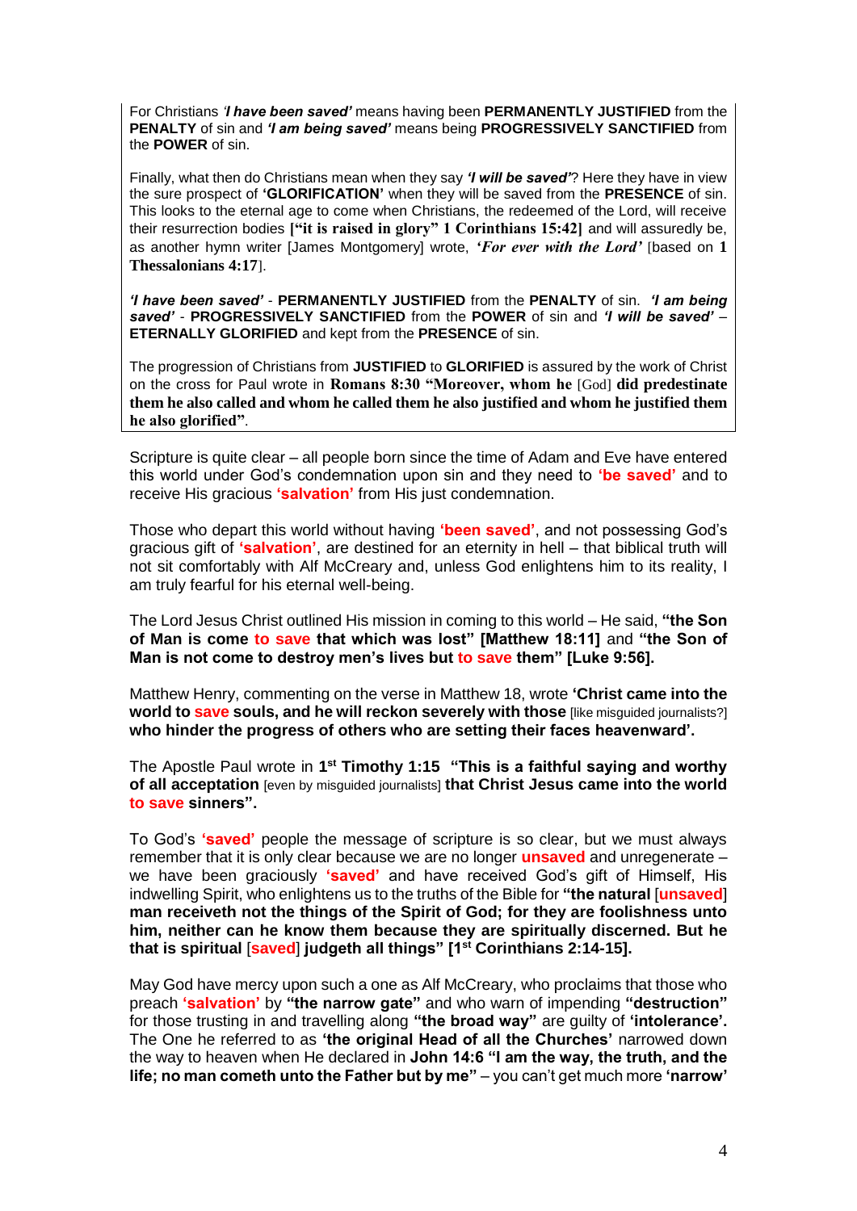For Christians ***'I have been saved'*** means having been **PERMANENTLY JUSTIFIED** from the **PENALTY** of sin and ***'I am being saved'*** means being **PROGRESSIVELY SANCTIFIED** from the **POWER** of sin.

Finally, what then do Christians mean when they say ***'I will be saved'***? Here they have in view the sure prospect of **'GLORIFICATION'** when they will be saved from the **PRESENCE** of sin. This looks to the eternal age to come when Christians, the redeemed of the Lord, will receive their resurrection bodies **["it is raised in glory" 1 Corinthians 15:42]** and will assuredly be, as another hymn writer [James Montgomery] wrote, ***'For ever with the Lord'*** [based on **1 Thessalonians 4:17**].

***'I have been saved'*** - **PERMANENTLY JUSTIFIED** from the **PENALTY** of sin. ***'I am being saved'*** - **PROGRESSIVELY SANCTIFIED** from the **POWER** of sin and ***'I will be saved'*** – **ETERNALLY GLORIFIED** and kept from the **PRESENCE** of sin.

The progression of Christians from **JUSTIFIED** to **GLORIFIED** is assured by the work of Christ on the cross for Paul wrote in **Romans 8:30 "Moreover, whom he** [God] **did predestinate them he also called and whom he called them he also justified and whom he justified them he also glorified"**.

Scripture is quite clear – all people born since the time of Adam and Eve have entered this world under God's condemnation upon sin and they need to **'be saved'** and to receive His gracious **'salvation'** from His just condemnation.

Those who depart this world without having **'been saved'**, and not possessing God's gracious gift of **'salvation'**, are destined for an eternity in hell – that biblical truth will not sit comfortably with Alf McCreary and, unless God enlightens him to its reality, I am truly fearful for his eternal well-being.

The Lord Jesus Christ outlined His mission in coming to this world – He said, **"the Son of Man is come to save that which was lost" [Matthew 18:11]** and **"the Son of Man is not come to destroy men's lives but to save them" [Luke 9:56].**

Matthew Henry, commenting on the verse in Matthew 18, wrote **'Christ came into the world to save souls, and he will reckon severely with those** [like misguided journalists?] **who hinder the progress of others who are setting their faces heavenward'.**

The Apostle Paul wrote in **1st Timothy 1:15 "This is a faithful saying and worthy of all acceptation** [even by misguided journalists] **that Christ Jesus came into the world to save sinners".**

To God's **'saved'** people the message of scripture is so clear, but we must always remember that it is only clear because we are no longer **unsaved** and unregenerate – we have been graciously **'saved'** and have received God's gift of Himself, His indwelling Spirit, who enlightens us to the truths of the Bible for **"the natural** [**unsaved**] **man receiveth not the things of the Spirit of God; for they are foolishness unto him, neither can he know them because they are spiritually discerned. But he that is spiritual** [**saved**] **judgeth all things" [1st Corinthians 2:14-15].**

May God have mercy upon such a one as Alf McCreary, who proclaims that those who preach **'salvation'** by **"the narrow gate"** and who warn of impending **"destruction"** for those trusting in and travelling along **"the broad way"** are guilty of **'intolerance'.** The One he referred to as **'the original Head of all the Churches'** narrowed down the way to heaven when He declared in **John 14:6 "I am the way, the truth, and the life; no man cometh unto the Father but by me"** – you can't get much more **'narrow'**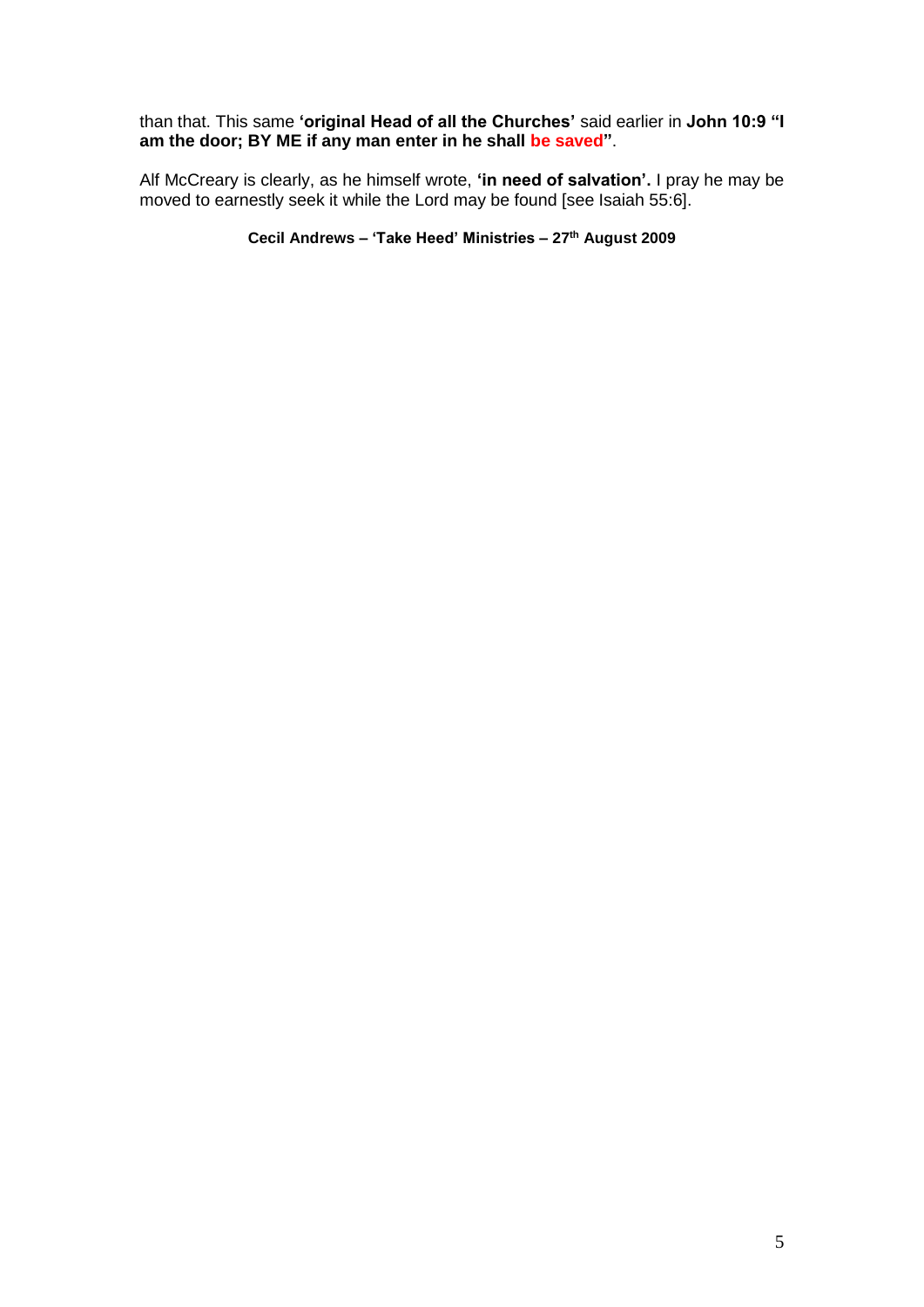than that. This same **'original Head of all the Churches'** said earlier in **John 10:9 "I am the door; BY ME if any man enter in he shall be saved"**.

Alf McCreary is clearly, as he himself wrote, **'in need of salvation'.** I pray he may be moved to earnestly seek it while the Lord may be found [see Isaiah 55:6].

**Cecil Andrews – 'Take Heed' Ministries – 27th August 2009**